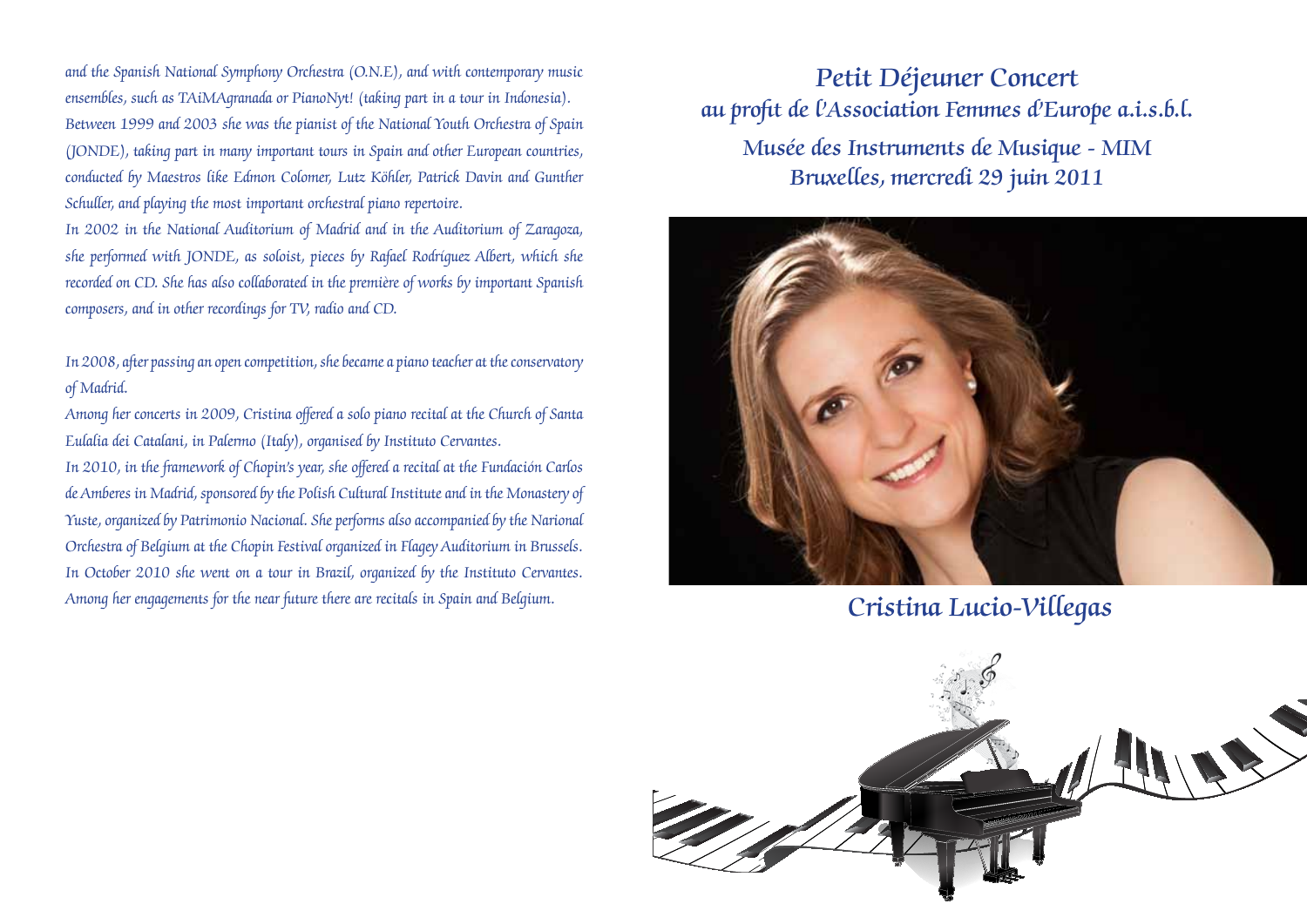and the Spanish National Symphony Orchestra (O.N.E), and with contemporary music ensembles, such as TAiMAgranada or PianoNyt! (taking part in a tour in Indonesia). Between 1999 and 2003 she was the pianist of the National Youth Orchestra of Spain (JONDE), taking part in many important tours in Spain and other European countries, conducted by Maestros like Edmon Colomer, Lutz Köhler, Patrick Davin and Gunther Schuller, and playing the most important orchestral piano repertoire.
In 2002 in the National Auditorium of Madrid and in the Auditorium of Zaragoza, she performed with JONDE, as soloist, pieces by Rafael Rodríguez Albert, which she recorded on CD. She has also collaborated in the première of works by important Spanish composers, and in other recordings for TV, radio and CD.

In 2008, after passing an open competition, she became a piano teacher at the conservatory of Madrid.
Among her concerts in 2009, Cristina offered a solo piano recital at the Church of Santa Eulalia dei Catalani, in Palermo (Italy), organised by Instituto Cervantes.
In 2010, in the framework of Chopin's year, she offered a recital at the Fundación Carlos de Amberes in Madrid, sponsored by the Polish Cultural Institute and in the Monastery of Yuste, organized by Patrimonio Nacional. She performs also accompanied by the Narional Orchestra of Belgium at the Chopin Festival organized in Flagey Auditorium in Brussels. In October 2010 she went on a tour in Brazil, organized by the Instituto Cervantes. Among her engagements for the near future there are recitals in Spain and Belgium.

# Petit Déjeuner Concert
## au profit de l'Association Femmes d'Europe a.i.s.b.l.
## Musée des Instruments de Musique - MIM
## Bruxelles, mercredi 29 juin 2011

## Cristina Lucio-Villegas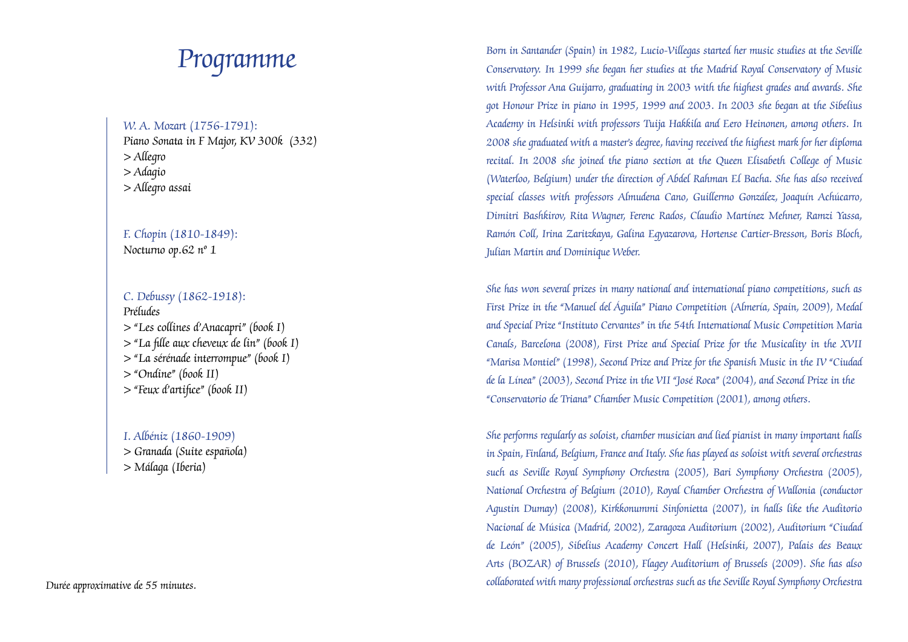# Programme

W. A. Mozart (1756-1791):
Piano Sonata in F Major, KV 300k (332)
> Allegro
> Adagio
> Allegro assai

F. Chopin (1810-1849):
Nocturno op.62 nº 1

C. Debussy (1862-1918):
Préludes
> "Les collines d'Anacapri" (book I)
> "La fille aux cheveux de lin" (book I)
> "La sérénade interrompue" (book I)
> "Ondine" (book II)
> "Feux d'artifice" (book II)

I. Albéniz (1860-1909)
> Granada (Suite española)
> Málaga (Iberia)

Durée approximative de 55 minutes.

Born in Santander (Spain) in 1982, Lucio-Villegas started her music studies at the Seville Conservatory. In 1999 she began her studies at the Madrid Royal Conservatory of Music with Professor Ana Guijarro, graduating in 2003 with the highest grades and awards. She got Honour Prize in piano in 1995, 1999 and 2003. In 2003 she began at the Sibelius Academy in Helsinki with professors Tuija Hakkila and Eero Heinonen, among others. In 2008 she graduated with a master's degree, having received the highest mark for her diploma recital. In 2008 she joined the piano section at the Queen Elisabeth College of Music (Waterloo, Belgium) under the direction of Abdel Rahman El Bacha. She has also received special classes with professors Almudena Cano, Guillermo González, Joaquín Achúcarro, Dimitri Bashkirov, Rita Wagner, Ferenc Rados, Claudio Martínez Mehner, Ramzi Yassa, Ramón Coll, Irina Zaritzkaya, Galina Egyazarova, Hortense Cartier-Bresson, Boris Bloch, Julian Martin and Dominique Weber.

She has won several prizes in many national and international piano competitions, such as First Prize in the "Manuel del Águila" Piano Competition (Almería, Spain, 2009), Medal and Special Prize "Instituto Cervantes" in the 54th International Music Competition Maria Canals, Barcelona (2008), First Prize and Special Prize for the Musicality in the XVII "Marisa Montiel" (1998), Second Prize and Prize for the Spanish Music in the IV "Ciudad de la Línea" (2003), Second Prize in the VII "José Roca" (2004), and Second Prize in the "Conservatorio de Triana" Chamber Music Competition (2001), among others.

She performs regularly as soloist, chamber musician and lied pianist in many important halls in Spain, Finland, Belgium, France and Italy. She has played as soloist with several orchestras such as Seville Royal Symphony Orchestra (2005), Bari Symphony Orchestra (2005), National Orchestra of Belgium (2010), Royal Chamber Orchestra of Wallonia (conductor Agustin Dumay) (2008), Kirkkonummi Sinfonietta (2007), in halls like the Auditorio Nacional de Música (Madrid, 2002), Zaragoza Auditorium (2002), Auditorium "Ciudad de León" (2005), Sibelius Academy Concert Hall (Helsinki, 2007), Palais des Beaux Arts (BOZAR) of Brussels (2010), Flagey Auditorium of Brussels (2009). She has also collaborated with many professional orchestras such as the Seville Royal Symphony Orchestra